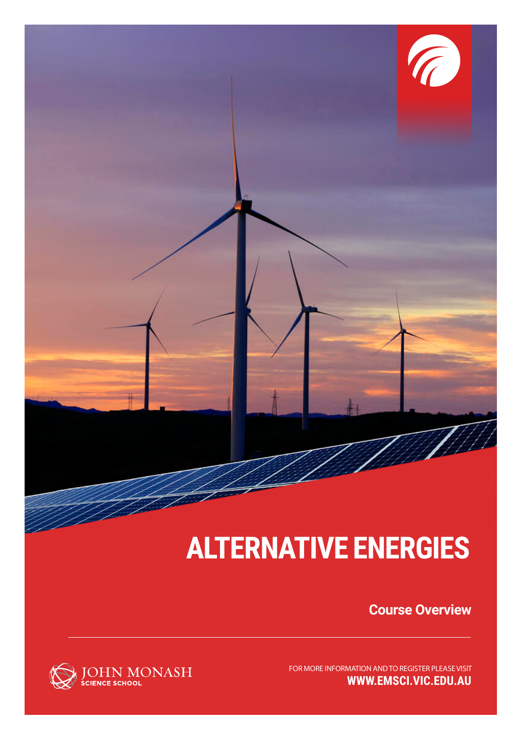# ALTERNATIVE ENERGIES

**Course Overview**

JOHN MONASH SCIENCE SCHOOL

FOR MORE INFORMATION AND TO REGISTER PLEASE VISIT
**WWW.EMSCI.VIC.EDU.AU**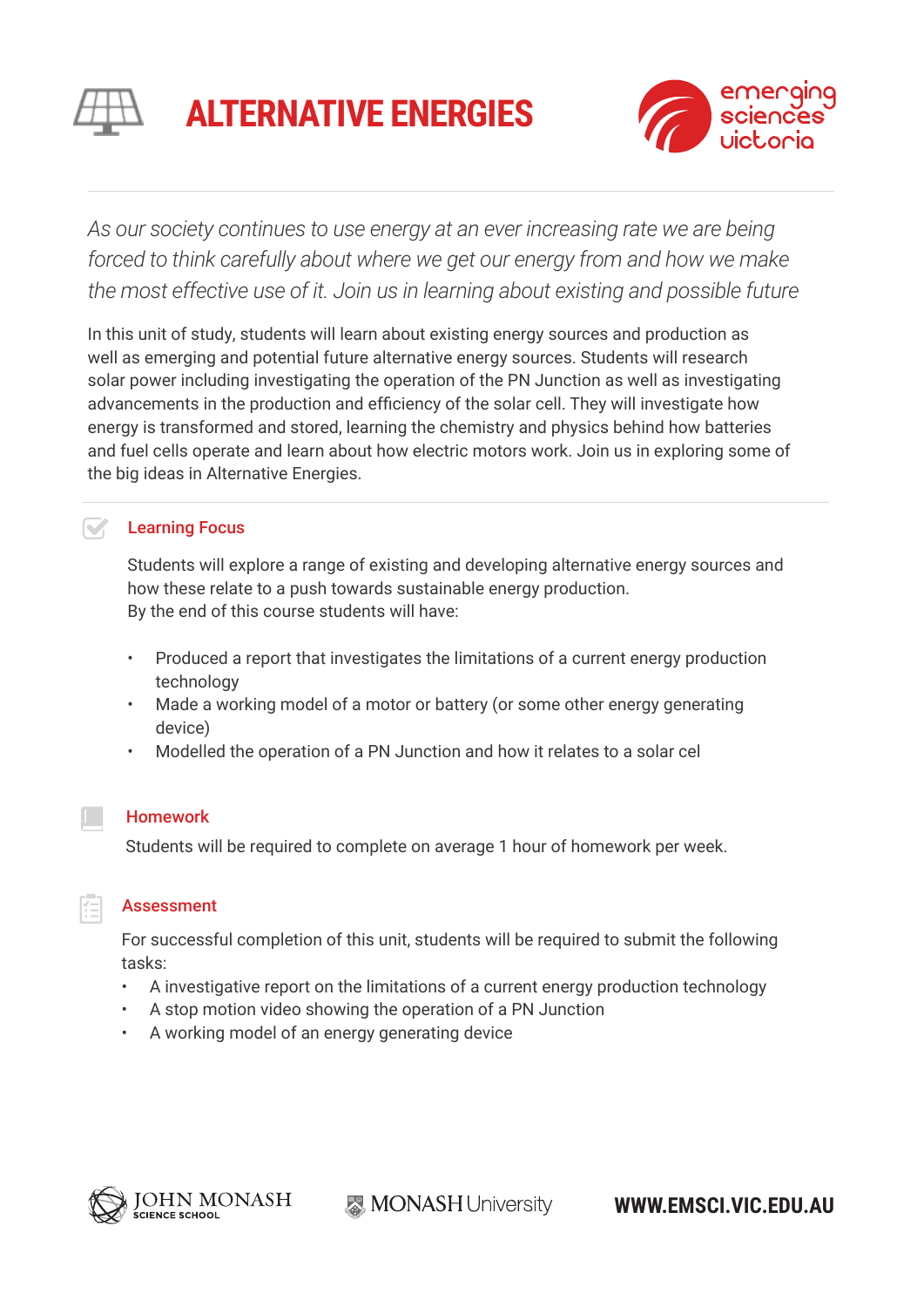# ALTERNATIVE ENERGIES

emerging sciences victoria

*As our society continues to use energy at an ever increasing rate we are being forced to think carefully about where we get our energy from and how we make the most effective use of it. Join us in learning about existing and possible future*

In this unit of study, students will learn about existing energy sources and production as well as emerging and potential future alternative energy sources. Students will research solar power including investigating the operation of the PN Junction as well as investigating advancements in the production and efficiency of the solar cell. They will investigate how energy is transformed and stored, learning the chemistry and physics behind how batteries and fuel cells operate and learn about how electric motors work. Join us in exploring some of the big ideas in Alternative Energies.

## Learning Focus

Students will explore a range of existing and developing alternative energy sources and how these relate to a push towards sustainable energy production.
By the end of this course students will have:

- Produced a report that investigates the limitations of a current energy production technology
- Made a working model of a motor or battery (or some other energy generating device)
- Modelled the operation of a PN Junction and how it relates to a solar cel

## Homework

Students will be required to complete on average 1 hour of homework per week.

## Assessment

For successful completion of this unit, students will be required to submit the following tasks:

- A investigative report on the limitations of a current energy production technology
- A stop motion video showing the operation of a PN Junction
- A working model of an energy generating device

JOHN MONASH SCIENCE SCHOOL | MONASH University | WWW.EMSCI.VIC.EDU.AU